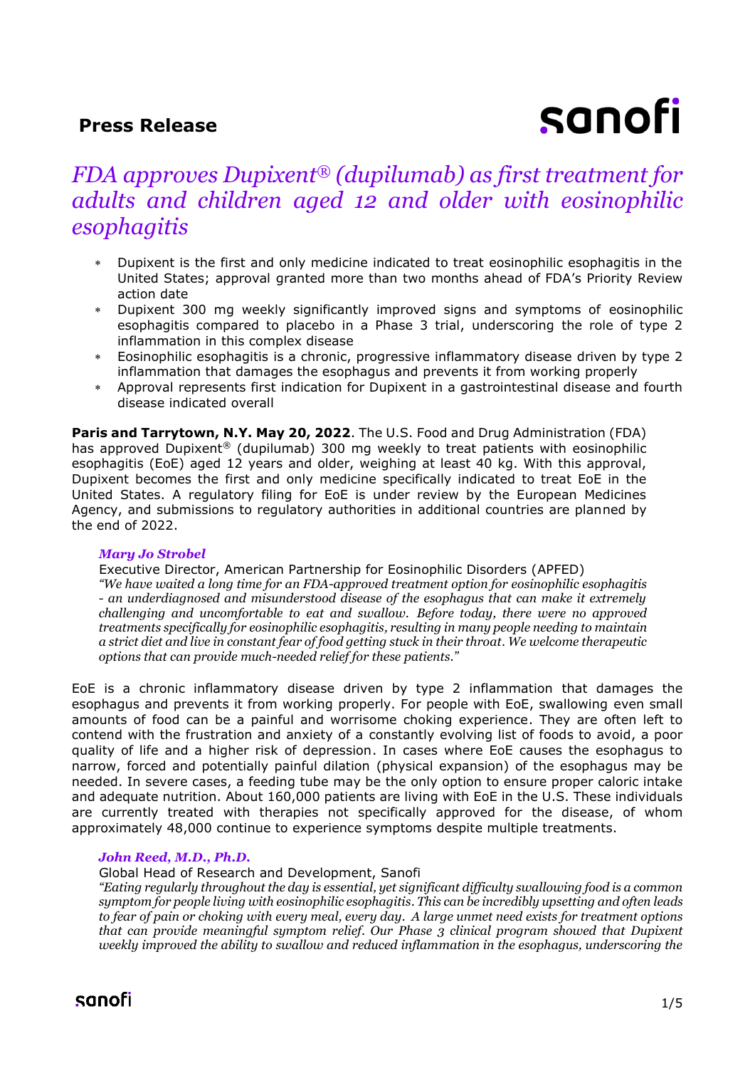**Press Release**

# *FDA approves Dupixent® (dupilumab) as first treatment for adults and children aged 12 and older with eosinophilic esophagitis*

- Dupixent is the first and only medicine indicated to treat eosinophilic esophagitis in the United States; approval granted more than two months ahead of FDA's Priority Review action date
- Dupixent 300 mg weekly significantly improved signs and symptoms of eosinophilic esophagitis compared to placebo in a Phase 3 trial, underscoring the role of type 2 inflammation in this complex disease
- Eosinophilic esophagitis is a chronic, progressive inflammatory disease driven by type 2 inflammation that damages the esophagus and prevents it from working properly
- Approval represents first indication for Dupixent in a gastrointestinal disease and fourth disease indicated overall

**Paris and Tarrytown, N.Y. May 20, 2022**. The U.S. Food and Drug Administration (FDA) has approved Dupixent® (dupilumab) 300 mg weekly to treat patients with eosinophilic esophagitis (EoE) aged 12 years and older, weighing at least 40 kg. With this approval, Dupixent becomes the first and only medicine specifically indicated to treat EoE in the United States. A regulatory filing for EoE is under review by the European Medicines Agency, and submissions to regulatory authorities in additional countries are planned by the end of 2022.

***Mary Jo Strobel***
Executive Director, American Partnership for Eosinophilic Disorders (APFED)
*"We have waited a long time for an FDA-approved treatment option for eosinophilic esophagitis - an underdiagnosed and misunderstood disease of the esophagus that can make it extremely challenging and uncomfortable to eat and swallow. Before today, there were no approved treatments specifically for eosinophilic esophagitis, resulting in many people needing to maintain a strict diet and live in constant fear of food getting stuck in their throat. We welcome therapeutic options that can provide much-needed relief for these patients."*

EoE is a chronic inflammatory disease driven by type 2 inflammation that damages the esophagus and prevents it from working properly. For people with EoE, swallowing even small amounts of food can be a painful and worrisome choking experience. They are often left to contend with the frustration and anxiety of a constantly evolving list of foods to avoid, a poor quality of life and a higher risk of depression. In cases where EoE causes the esophagus to narrow, forced and potentially painful dilation (physical expansion) of the esophagus may be needed. In severe cases, a feeding tube may be the only option to ensure proper caloric intake and adequate nutrition. About 160,000 patients are living with EoE in the U.S. These individuals are currently treated with therapies not specifically approved for the disease, of whom approximately 48,000 continue to experience symptoms despite multiple treatments.

***John Reed, M.D., Ph.D.***
Global Head of Research and Development, Sanofi
*"Eating regularly throughout the day is essential, yet significant difficulty swallowing food is a common symptom for people living with eosinophilic esophagitis. This can be incredibly upsetting and often leads to fear of pain or choking with every meal, every day. A large unmet need exists for treatment options that can provide meaningful symptom relief. Our Phase 3 clinical program showed that Dupixent weekly improved the ability to swallow and reduced inflammation in the esophagus, underscoring the*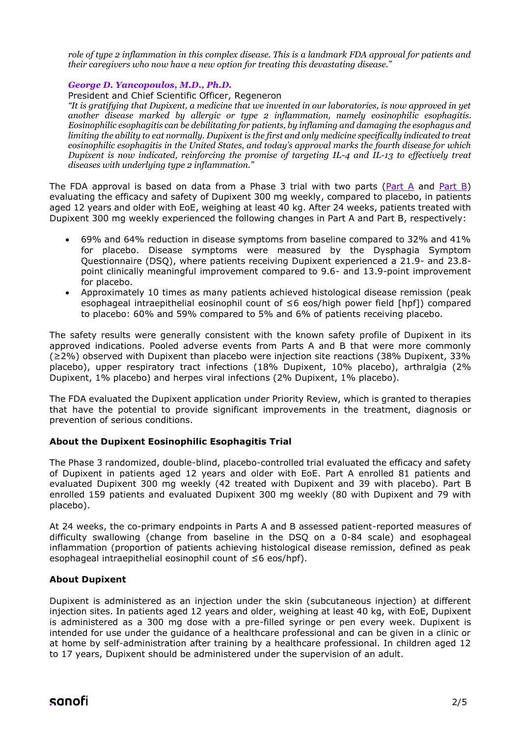*role of type 2 inflammation in this complex disease. This is a landmark FDA approval for patients and their caregivers who now have a new option for treating this devastating disease."*

***George D. Yancopoulos, M.D., Ph.D.***
President and Chief Scientific Officer, Regeneron
*"It is gratifying that Dupixent, a medicine that we invented in our laboratories, is now approved in yet another disease marked by allergic or type 2 inflammation, namely eosinophilic esophagitis. Eosinophilic esophagitis can be debilitating for patients, by inflaming and damaging the esophagus and limiting the ability to eat normally. Dupixent is the first and only medicine specifically indicated to treat eosinophilic esophagitis in the United States, and today's approval marks the fourth disease for which Dupixent is now indicated, reinforcing the promise of targeting IL-4 and IL-13 to effectively treat diseases with underlying type 2 inflammation."*

The FDA approval is based on data from a Phase 3 trial with two parts (Part A and Part B) evaluating the efficacy and safety of Dupixent 300 mg weekly, compared to placebo, in patients aged 12 years and older with EoE, weighing at least 40 kg. After 24 weeks, patients treated with Dupixent 300 mg weekly experienced the following changes in Part A and Part B, respectively:

- 69% and 64% reduction in disease symptoms from baseline compared to 32% and 41% for placebo. Disease symptoms were measured by the Dysphagia Symptom Questionnaire (DSQ), where patients receiving Dupixent experienced a 21.9- and 23.8-point clinically meaningful improvement compared to 9.6- and 13.9-point improvement for placebo.
- Approximately 10 times as many patients achieved histological disease remission (peak esophageal intraepithelial eosinophil count of ≤6 eos/high power field [hpf]) compared to placebo: 60% and 59% compared to 5% and 6% of patients receiving placebo.

The safety results were generally consistent with the known safety profile of Dupixent in its approved indications. Pooled adverse events from Parts A and B that were more commonly (≥2%) observed with Dupixent than placebo were injection site reactions (38% Dupixent, 33% placebo), upper respiratory tract infections (18% Dupixent, 10% placebo), arthralgia (2% Dupixent, 1% placebo) and herpes viral infections (2% Dupixent, 1% placebo).

The FDA evaluated the Dupixent application under Priority Review, which is granted to therapies that have the potential to provide significant improvements in the treatment, diagnosis or prevention of serious conditions.

**About the Dupixent Eosinophilic Esophagitis Trial**

The Phase 3 randomized, double-blind, placebo-controlled trial evaluated the efficacy and safety of Dupixent in patients aged 12 years and older with EoE. Part A enrolled 81 patients and evaluated Dupixent 300 mg weekly (42 treated with Dupixent and 39 with placebo). Part B enrolled 159 patients and evaluated Dupixent 300 mg weekly (80 with Dupixent and 79 with placebo).

At 24 weeks, the co-primary endpoints in Parts A and B assessed patient-reported measures of difficulty swallowing (change from baseline in the DSQ on a 0-84 scale) and esophageal inflammation (proportion of patients achieving histological disease remission, defined as peak esophageal intraepithelial eosinophil count of ≤6 eos/hpf).

**About Dupixent**

Dupixent is administered as an injection under the skin (subcutaneous injection) at different injection sites. In patients aged 12 years and older, weighing at least 40 kg, with EoE, Dupixent is administered as a 300 mg dose with a pre-filled syringe or pen every week. Dupixent is intended for use under the guidance of a healthcare professional and can be given in a clinic or at home by self-administration after training by a healthcare professional. In children aged 12 to 17 years, Dupixent should be administered under the supervision of an adult.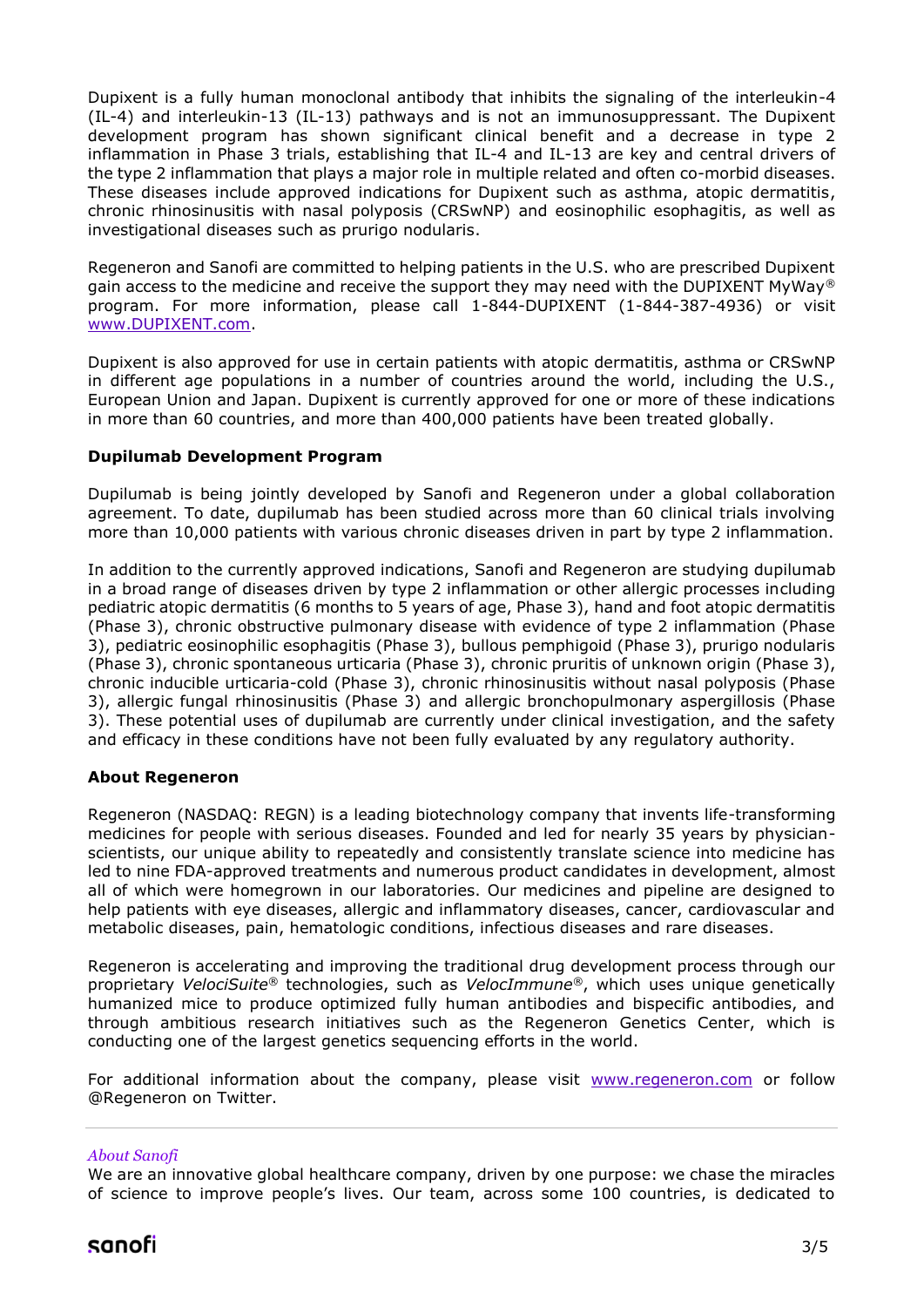Dupixent is a fully human monoclonal antibody that inhibits the signaling of the interleukin-4 (IL-4) and interleukin-13 (IL-13) pathways and is not an immunosuppressant. The Dupixent development program has shown significant clinical benefit and a decrease in type 2 inflammation in Phase 3 trials, establishing that IL-4 and IL-13 are key and central drivers of the type 2 inflammation that plays a major role in multiple related and often co-morbid diseases. These diseases include approved indications for Dupixent such as asthma, atopic dermatitis, chronic rhinosinusitis with nasal polyposis (CRSwNP) and eosinophilic esophagitis, as well as investigational diseases such as prurigo nodularis.

Regeneron and Sanofi are committed to helping patients in the U.S. who are prescribed Dupixent gain access to the medicine and receive the support they may need with the DUPIXENT MyWay® program. For more information, please call 1-844-DUPIXENT (1-844-387-4936) or visit [www.DUPIXENT.com](http://www.DUPIXENT.com).

Dupixent is also approved for use in certain patients with atopic dermatitis, asthma or CRSwNP in different age populations in a number of countries around the world, including the U.S., European Union and Japan. Dupixent is currently approved for one or more of these indications in more than 60 countries, and more than 400,000 patients have been treated globally.

**Dupilumab Development Program**

Dupilumab is being jointly developed by Sanofi and Regeneron under a global collaboration agreement. To date, dupilumab has been studied across more than 60 clinical trials involving more than 10,000 patients with various chronic diseases driven in part by type 2 inflammation.

In addition to the currently approved indications, Sanofi and Regeneron are studying dupilumab in a broad range of diseases driven by type 2 inflammation or other allergic processes including pediatric atopic dermatitis (6 months to 5 years of age, Phase 3), hand and foot atopic dermatitis (Phase 3), chronic obstructive pulmonary disease with evidence of type 2 inflammation (Phase 3), pediatric eosinophilic esophagitis (Phase 3), bullous pemphigoid (Phase 3), prurigo nodularis (Phase 3), chronic spontaneous urticaria (Phase 3), chronic pruritis of unknown origin (Phase 3), chronic inducible urticaria-cold (Phase 3), chronic rhinosinusitis without nasal polyposis (Phase 3), allergic fungal rhinosinusitis (Phase 3) and allergic bronchopulmonary aspergillosis (Phase 3). These potential uses of dupilumab are currently under clinical investigation, and the safety and efficacy in these conditions have not been fully evaluated by any regulatory authority.

**About Regeneron**

Regeneron (NASDAQ: REGN) is a leading biotechnology company that invents life-transforming medicines for people with serious diseases. Founded and led for nearly 35 years by physician-scientists, our unique ability to repeatedly and consistently translate science into medicine has led to nine FDA-approved treatments and numerous product candidates in development, almost all of which were homegrown in our laboratories. Our medicines and pipeline are designed to help patients with eye diseases, allergic and inflammatory diseases, cancer, cardiovascular and metabolic diseases, pain, hematologic conditions, infectious diseases and rare diseases.

Regeneron is accelerating and improving the traditional drug development process through our proprietary *VelociSuite*® technologies, such as *VelocImmune*®, which uses unique genetically humanized mice to produce optimized fully human antibodies and bispecific antibodies, and through ambitious research initiatives such as the Regeneron Genetics Center, which is conducting one of the largest genetics sequencing efforts in the world.

For additional information about the company, please visit [www.regeneron.com](http://www.regeneron.com) or follow @Regeneron on Twitter.

---

*About Sanofi*

We are an innovative global healthcare company, driven by one purpose: we chase the miracles of science to improve people's lives. Our team, across some 100 countries, is dedicated to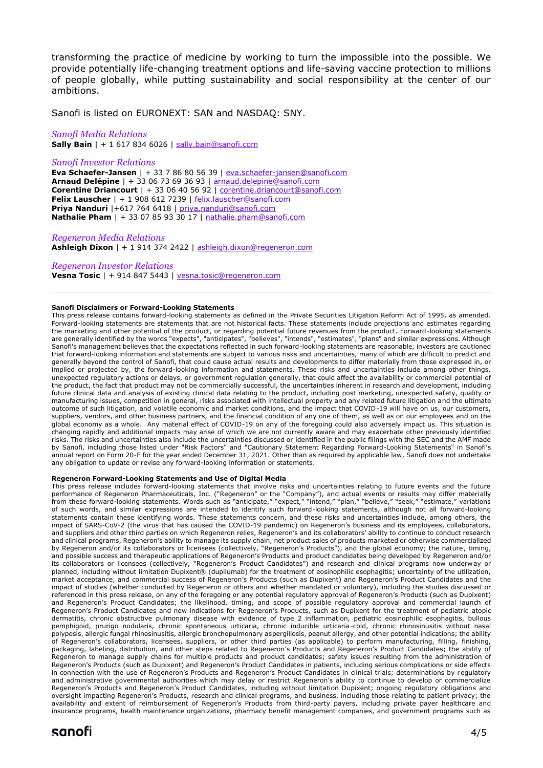transforming the practice of medicine by working to turn the impossible into the possible. We provide potentially life-changing treatment options and life-saving vaccine protection to millions of people globally, while putting sustainability and social responsibility at the center of our ambitions.

Sanofi is listed on EURONEXT: SAN and NASDAQ: SNY.

*Sanofi Media Relations*
**Sally Bain** | + 1 617 834 6026 | sally.bain@sanofi.com

*Sanofi Investor Relations*
**Eva Schaefer-Jansen** | + 33 7 86 80 56 39 | eva.schaefer-jansen@sanofi.com
**Arnaud Delépine** | + 33 06 73 69 36 93 | arnaud.delepine@sanofi.com
**Corentine Driancourt** | + 33 06 40 56 92 | corentine.driancourt@sanofi.com
**Felix Lauscher** | + 1 908 612 7239 | felix.lauscher@sanofi.com
**Priya Nanduri** |+617 764 6418 | priya.nanduri@sanofi.com
**Nathalie Pham** | + 33 07 85 93 30 17 | nathalie.pham@sanofi.com

*Regeneron Media Relations*
**Ashleigh Dixon** | + 1 914 374 2422 | ashleigh.dixon@regeneron.com

*Regeneron Investor Relations*
**Vesna Tosic** | + 914 847 5443 | vesna.tosic@regeneron.com

---

**Sanofi Disclaimers or Forward-Looking Statements**

This press release contains forward-looking statements as defined in the Private Securities Litigation Reform Act of 1995, as amended. Forward-looking statements are statements that are not historical facts. These statements include projections and estimates regarding the marketing and other potential of the product, or regarding potential future revenues from the product. Forward-looking statements are generally identified by the words "expects", "anticipates", "believes", "intends", "estimates", "plans" and similar expressions. Although Sanofi's management believes that the expectations reflected in such forward-looking statements are reasonable, investors are cautioned that forward-looking information and statements are subject to various risks and uncertainties, many of which are difficult to predict and generally beyond the control of Sanofi, that could cause actual results and developments to differ materially from those expressed in, or implied or projected by, the forward-looking information and statements. These risks and uncertainties include among other things, unexpected regulatory actions or delays, or government regulation generally, that could affect the availability or commercial potential of the product, the fact that product may not be commercially successful, the uncertainties inherent in research and development, including future clinical data and analysis of existing clinical data relating to the product, including post marketing, unexpected safety, quality or manufacturing issues, competition in general, risks associated with intellectual property and any related future litigation and the ultimate outcome of such litigation, and volatile economic and market conditions, and the impact that COVID-19 will have on us, our customers, suppliers, vendors, and other business partners, and the financial condition of any one of them, as well as on our employees and on the global economy as a whole. Any material effect of COVID-19 on any of the foregoing could also adversely impact us. This situation is changing rapidly and additional impacts may arise of which we are not currently aware and may exacerbate other previously identified risks. The risks and uncertainties also include the uncertainties discussed or identified in the public filings with the SEC and the AMF made by Sanofi, including those listed under "Risk Factors" and "Cautionary Statement Regarding Forward-Looking Statements" in Sanofi's annual report on Form 20-F for the year ended December 31, 2021. Other than as required by applicable law, Sanofi does not undertake any obligation to update or revise any forward-looking information or statements.

**Regeneron Forward-Looking Statements and Use of Digital Media**

This press release includes forward-looking statements that involve risks and uncertainties relating to future events and the future performance of Regeneron Pharmaceuticals, Inc. ("Regeneron" or the "Company"), and actual events or results may differ materially from these forward-looking statements. Words such as "anticipate," "expect," "intend," "plan," "believe," "seek," "estimate," variations of such words, and similar expressions are intended to identify such forward-looking statements, although not all forward-looking statements contain these identifying words. These statements concern, and these risks and uncertainties include, among others, the impact of SARS-CoV-2 (the virus that has caused the COVID-19 pandemic) on Regeneron's business and its employees, collaborators, and suppliers and other third parties on which Regeneron relies, Regeneron's and its collaborators' ability to continue to conduct research and clinical programs, Regeneron's ability to manage its supply chain, net product sales of products marketed or otherwise commercialized by Regeneron and/or its collaborators or licensees (collectively, "Regeneron's Products"), and the global economy; the nature, timing, and possible success and therapeutic applications of Regeneron's Products and product candidates being developed by Regeneron and/or its collaborators or licensees (collectively, "Regeneron's Product Candidates") and research and clinical programs now underway or planned, including without limitation Dupixent® (dupilumab) for the treatment of eosinophilic esophagitis; uncertainty of the utilization, market acceptance, and commercial success of Regeneron's Products (such as Dupixent) and Regeneron's Product Candidates and the impact of studies (whether conducted by Regeneron or others and whether mandated or voluntary), including the studies discussed or referenced in this press release, on any of the foregoing or any potential regulatory approval of Regeneron's Products (such as Dupixent) and Regeneron's Product Candidates; the likelihood, timing, and scope of possible regulatory approval and commercial launch of Regeneron's Product Candidates and new indications for Regeneron's Products, such as Dupixent for the treatment of pediatric atopic dermatitis, chronic obstructive pulmonary disease with evidence of type 2 inflammation, pediatric eosinophilic esophagitis, bullous pemphigoid, prurigo nodularis, chronic spontaneous urticaria, chronic inducible urticaria-cold, chronic rhinosinusitis without nasal polyposis, allergic fungal rhinosinusitis, allergic bronchopulmonary aspergillosis, peanut allergy, and other potential indications; the ability of Regeneron's collaborators, licensees, suppliers, or other third parties (as applicable) to perform manufacturing, filling, finishing, packaging, labeling, distribution, and other steps related to Regeneron's Products and Regeneron's Product Candidates; the ability of Regeneron to manage supply chains for multiple products and product candidates; safety issues resulting from the administration of Regeneron's Products (such as Dupixent) and Regeneron's Product Candidates in patients, including serious complications or side effects in connection with the use of Regeneron's Products and Regeneron's Product Candidates in clinical trials; determinations by regulatory and administrative governmental authorities which may delay or restrict Regeneron's ability to continue to develop or commercialize Regeneron's Products and Regeneron's Product Candidates, including without limitation Dupixent; ongoing regulatory obligations and oversight impacting Regeneron's Products, research and clinical programs, and business, including those relating to patient privacy; the availability and extent of reimbursement of Regeneron's Products from third-party payers, including private payer healthcare and insurance programs, health maintenance organizations, pharmacy benefit management companies, and government programs such as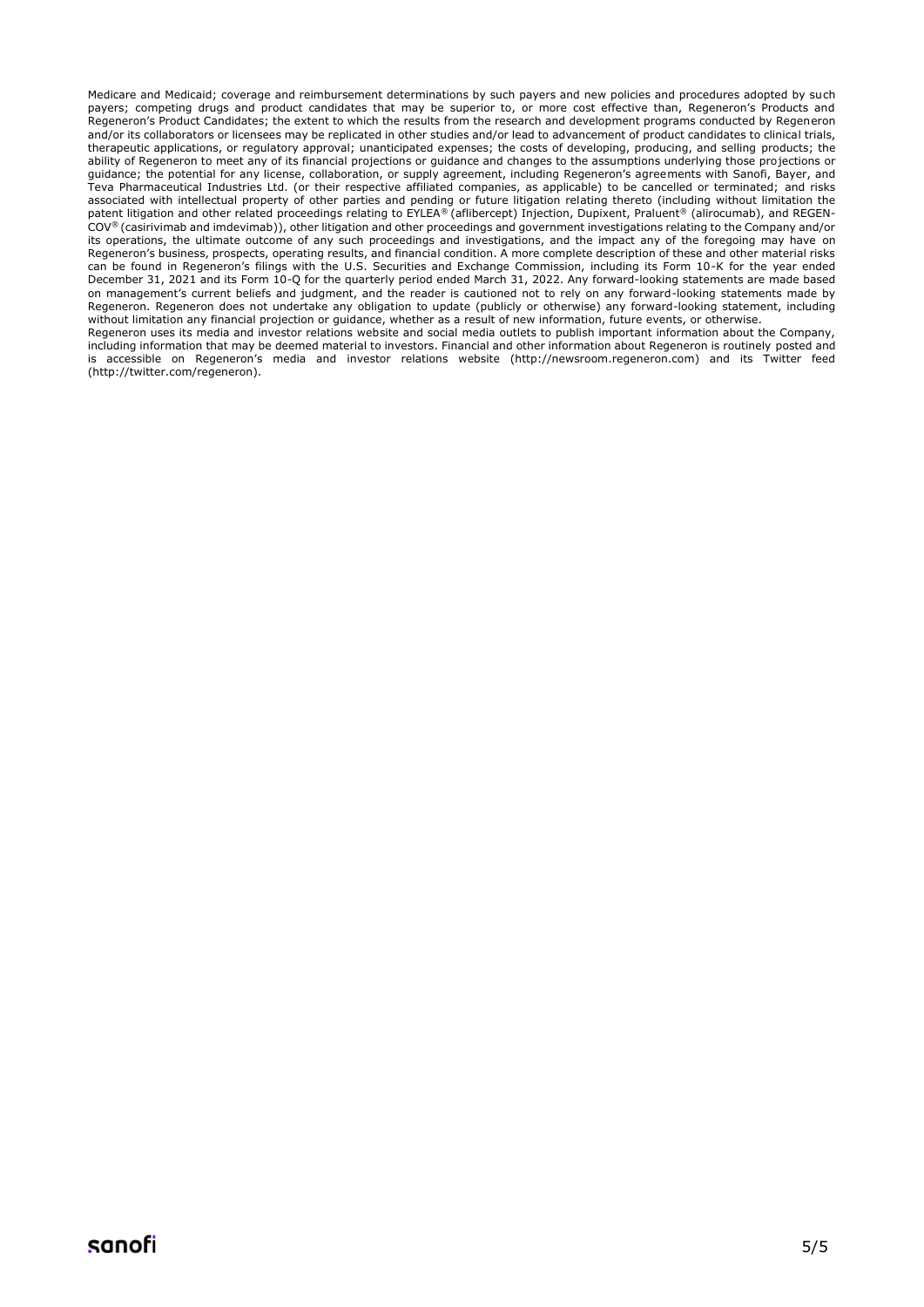Medicare and Medicaid; coverage and reimbursement determinations by such payers and new policies and procedures adopted by such payers; competing drugs and product candidates that may be superior to, or more cost effective than, Regeneron's Products and Regeneron's Product Candidates; the extent to which the results from the research and development programs conducted by Regeneron and/or its collaborators or licensees may be replicated in other studies and/or lead to advancement of product candidates to clinical trials, therapeutic applications, or regulatory approval; unanticipated expenses; the costs of developing, producing, and selling products; the ability of Regeneron to meet any of its financial projections or guidance and changes to the assumptions underlying those projections or guidance; the potential for any license, collaboration, or supply agreement, including Regeneron's agreements with Sanofi, Bayer, and Teva Pharmaceutical Industries Ltd. (or their respective affiliated companies, as applicable) to be cancelled or terminated; and risks associated with intellectual property of other parties and pending or future litigation relating thereto (including without limitation the patent litigation and other related proceedings relating to EYLEA® (aflibercept) Injection, Dupixent, Praluent® (alirocumab), and REGEN-COV® (casirivimab and imdevimab)), other litigation and other proceedings and government investigations relating to the Company and/or its operations, the ultimate outcome of any such proceedings and investigations, and the impact any of the foregoing may have on Regeneron's business, prospects, operating results, and financial condition. A more complete description of these and other material risks can be found in Regeneron's filings with the U.S. Securities and Exchange Commission, including its Form 10-K for the year ended December 31, 2021 and its Form 10-Q for the quarterly period ended March 31, 2022. Any forward-looking statements are made based on management's current beliefs and judgment, and the reader is cautioned not to rely on any forward-looking statements made by Regeneron. Regeneron does not undertake any obligation to update (publicly or otherwise) any forward-looking statement, including without limitation any financial projection or guidance, whether as a result of new information, future events, or otherwise.

Regeneron uses its media and investor relations website and social media outlets to publish important information about the Company, including information that may be deemed material to investors. Financial and other information about Regeneron is routinely posted and is accessible on Regeneron's media and investor relations website (http://newsroom.regeneron.com) and its Twitter feed (http://twitter.com/regeneron).